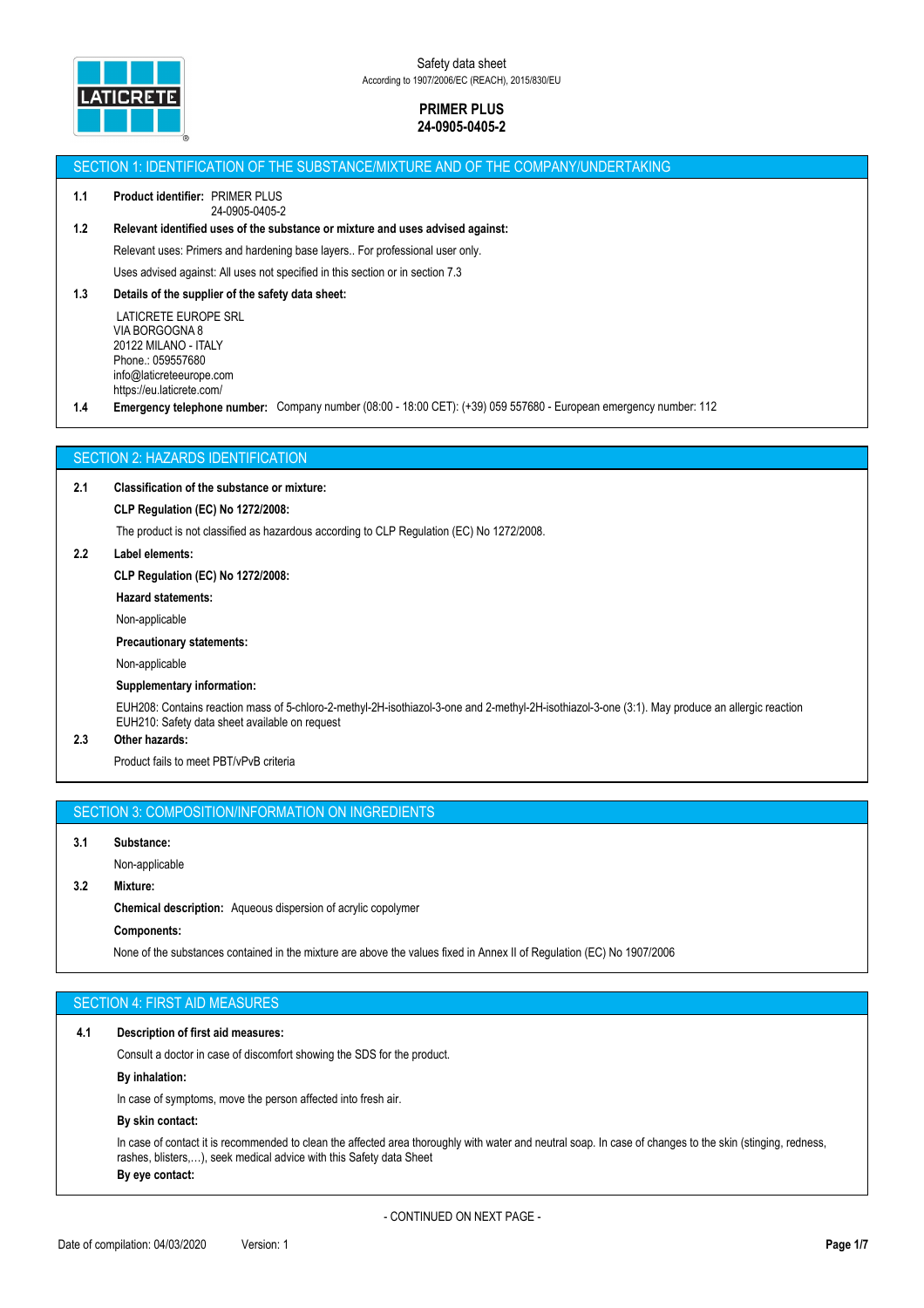Safety data sheet
According to 1907/2006/EC (REACH), 2015/830/EU

**PRIMER PLUS**
**24-0905-0405-2**

## SECTION 1: IDENTIFICATION OF THE SUBSTANCE/MIXTURE AND OF THE COMPANY/UNDERTAKING

**1.1 Product identifier:** PRIMER PLUS
24-0905-0405-2

**1.2 Relevant identified uses of the substance or mixture and uses advised against:**

Relevant uses: Primers and hardening base layers.. For professional user only.

Uses advised against: All uses not specified in this section or in section 7.3

**1.3 Details of the supplier of the safety data sheet:**

LATICRETE EUROPE SRL
VIA BORGOGNA 8
20122 MILANO - ITALY
Phone.: 059557680
info@laticreteeurope.com
https://eu.laticrete.com/

**1.4 Emergency telephone number:** Company number (08:00 - 18:00 CET): (+39) 059 557680 - European emergency number: 112

## SECTION 2: HAZARDS IDENTIFICATION

**2.1 Classification of the substance or mixture:**

**CLP Regulation (EC) No 1272/2008:**

The product is not classified as hazardous according to CLP Regulation (EC) No 1272/2008.

**2.2 Label elements:**

**CLP Regulation (EC) No 1272/2008:**

**Hazard statements:**

Non-applicable

**Precautionary statements:**

Non-applicable

**Supplementary information:**

EUH208: Contains reaction mass of 5-chloro-2-methyl-2H-isothiazol-3-one and 2-methyl-2H-isothiazol-3-one (3:1). May produce an allergic reaction
EUH210: Safety data sheet available on request

**2.3 Other hazards:**

Product fails to meet PBT/vPvB criteria

## SECTION 3: COMPOSITION/INFORMATION ON INGREDIENTS

**3.1 Substance:**

Non-applicable

**3.2 Mixture:**

**Chemical description:** Aqueous dispersion of acrylic copolymer

**Components:**

None of the substances contained in the mixture are above the values fixed in Annex II of Regulation (EC) No 1907/2006

## SECTION 4: FIRST AID MEASURES

**4.1 Description of first aid measures:**

Consult a doctor in case of discomfort showing the SDS for the product.

**By inhalation:**

In case of symptoms, move the person affected into fresh air.

**By skin contact:**

In case of contact it is recommended to clean the affected area thoroughly with water and neutral soap. In case of changes to the skin (stinging, redness, rashes, blisters,…), seek medical advice with this Safety data Sheet

**By eye contact:**

- CONTINUED ON NEXT PAGE -

Date of compilation: 04/03/2020 Version: 1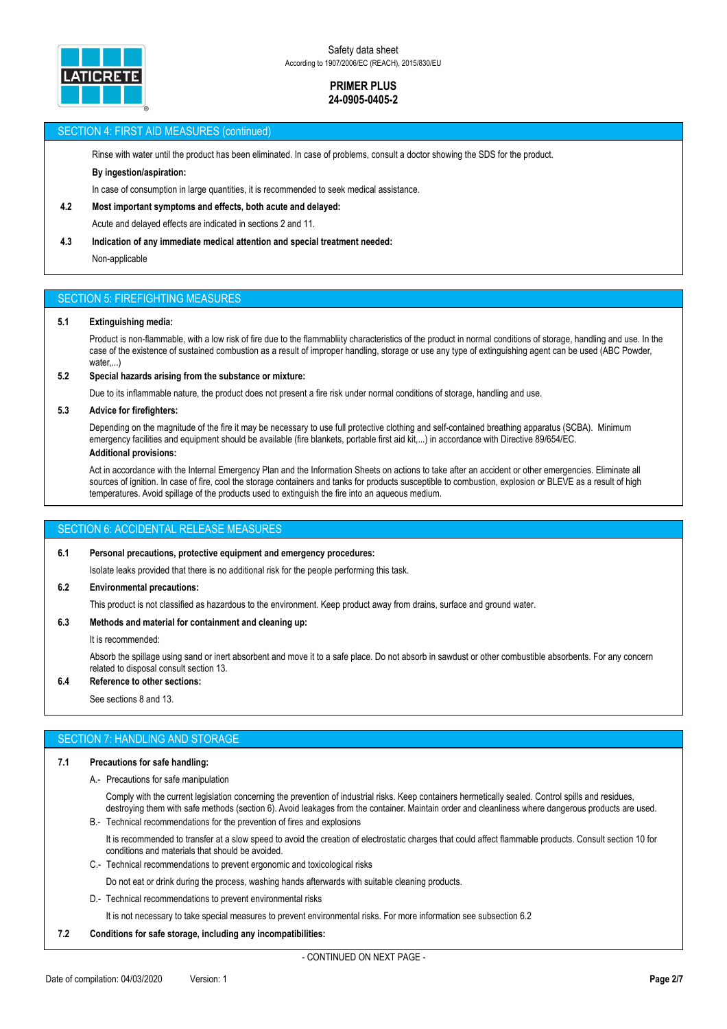## SECTION 4: FIRST AID MEASURES (continued)

Rinse with water until the product has been eliminated. In case of problems, consult a doctor showing the SDS for the product.

**By ingestion/aspiration:**

In case of consumption in large quantities, it is recommended to seek medical assistance.

**4.2 Most important symptoms and effects, both acute and delayed:**

Acute and delayed effects are indicated in sections 2 and 11.

**4.3 Indication of any immediate medical attention and special treatment needed:**

Non-applicable

## SECTION 5: FIREFIGHTING MEASURES

**5.1 Extinguishing media:**

Product is non-flammable, with a low risk of fire due to the flammabliity characteristics of the product in normal conditions of storage, handling and use. In the case of the existence of sustained combustion as a result of improper handling, storage or use any type of extinguishing agent can be used (ABC Powder, water,...)

**5.2 Special hazards arising from the substance or mixture:**

Due to its inflammable nature, the product does not present a fire risk under normal conditions of storage, handling and use.

**5.3 Advice for firefighters:**

Depending on the magnitude of the fire it may be necessary to use full protective clothing and self-contained breathing apparatus (SCBA). Minimum emergency facilities and equipment should be available (fire blankets, portable first aid kit,...) in accordance with Directive 89/654/EC.

**Additional provisions:**

Act in accordance with the Internal Emergency Plan and the Information Sheets on actions to take after an accident or other emergencies. Eliminate all sources of ignition. In case of fire, cool the storage containers and tanks for products susceptible to combustion, explosion or BLEVE as a result of high temperatures. Avoid spillage of the products used to extinguish the fire into an aqueous medium.

## SECTION 6: ACCIDENTAL RELEASE MEASURES

**6.1 Personal precautions, protective equipment and emergency procedures:**

Isolate leaks provided that there is no additional risk for the people performing this task.

**6.2 Environmental precautions:**

This product is not classified as hazardous to the environment. Keep product away from drains, surface and ground water.

**6.3 Methods and material for containment and cleaning up:**

It is recommended:

Absorb the spillage using sand or inert absorbent and move it to a safe place. Do not absorb in sawdust or other combustible absorbents. For any concern related to disposal consult section 13.

**6.4 Reference to other sections:**

See sections 8 and 13.

## SECTION 7: HANDLING AND STORAGE

**7.1 Precautions for safe handling:**

A.- Precautions for safe manipulation

Comply with the current legislation concerning the prevention of industrial risks. Keep containers hermetically sealed. Control spills and residues, destroying them with safe methods (section 6). Avoid leakages from the container. Maintain order and cleanliness where dangerous products are used.

B.- Technical recommendations for the prevention of fires and explosions

It is recommended to transfer at a slow speed to avoid the creation of electrostatic charges that could affect flammable products. Consult section 10 for conditions and materials that should be avoided.

C.- Technical recommendations to prevent ergonomic and toxicological risks

Do not eat or drink during the process, washing hands afterwards with suitable cleaning products.

D.- Technical recommendations to prevent environmental risks

It is not necessary to take special measures to prevent environmental risks. For more information see subsection 6.2

**7.2 Conditions for safe storage, including any incompatibilities:**

- CONTINUED ON NEXT PAGE -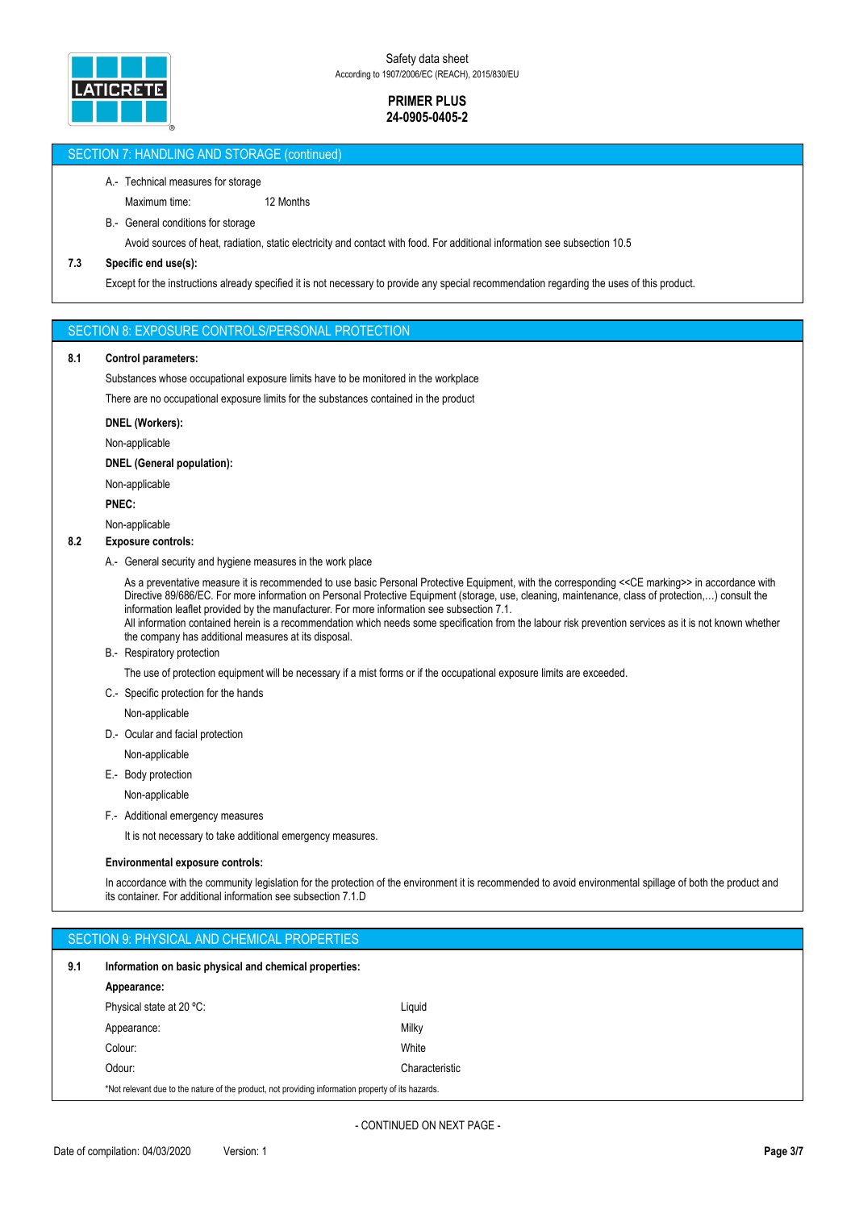## SECTION 7: HANDLING AND STORAGE (continued)

A.- Technical measures for storage

Maximum time: 12 Months

B.- General conditions for storage

Avoid sources of heat, radiation, static electricity and contact with food. For additional information see subsection 10.5

**7.3 Specific end use(s):**

Except for the instructions already specified it is not necessary to provide any special recommendation regarding the uses of this product.

## SECTION 8: EXPOSURE CONTROLS/PERSONAL PROTECTION

**8.1 Control parameters:**

Substances whose occupational exposure limits have to be monitored in the workplace

There are no occupational exposure limits for the substances contained in the product

**DNEL (Workers):**

Non-applicable

**DNEL (General population):**

Non-applicable

**PNEC:**

Non-applicable

**8.2 Exposure controls:**

A.- General security and hygiene measures in the work place

As a preventative measure it is recommended to use basic Personal Protective Equipment, with the corresponding <<CE marking>> in accordance with Directive 89/686/EC. For more information on Personal Protective Equipment (storage, use, cleaning, maintenance, class of protection,…) consult the information leaflet provided by the manufacturer. For more information see subsection 7.1.
All information contained herein is a recommendation which needs some specification from the labour risk prevention services as it is not known whether the company has additional measures at its disposal.

B.- Respiratory protection

The use of protection equipment will be necessary if a mist forms or if the occupational exposure limits are exceeded.

C.- Specific protection for the hands

Non-applicable

D.- Ocular and facial protection

Non-applicable

E.- Body protection

Non-applicable

F.- Additional emergency measures

It is not necessary to take additional emergency measures.

**Environmental exposure controls:**

In accordance with the community legislation for the protection of the environment it is recommended to avoid environmental spillage of both the product and its container. For additional information see subsection 7.1.D

## SECTION 9: PHYSICAL AND CHEMICAL PROPERTIES

**9.1 Information on basic physical and chemical properties:**

**Appearance:**

| | |
|---|---|
| Physical state at 20 ºC: | Liquid |
| Appearance: | Milky |
| Colour: | White |
| Odour: | Characteristic |

*Not relevant due to the nature of the product, not providing information property of its hazards.

- CONTINUED ON NEXT PAGE -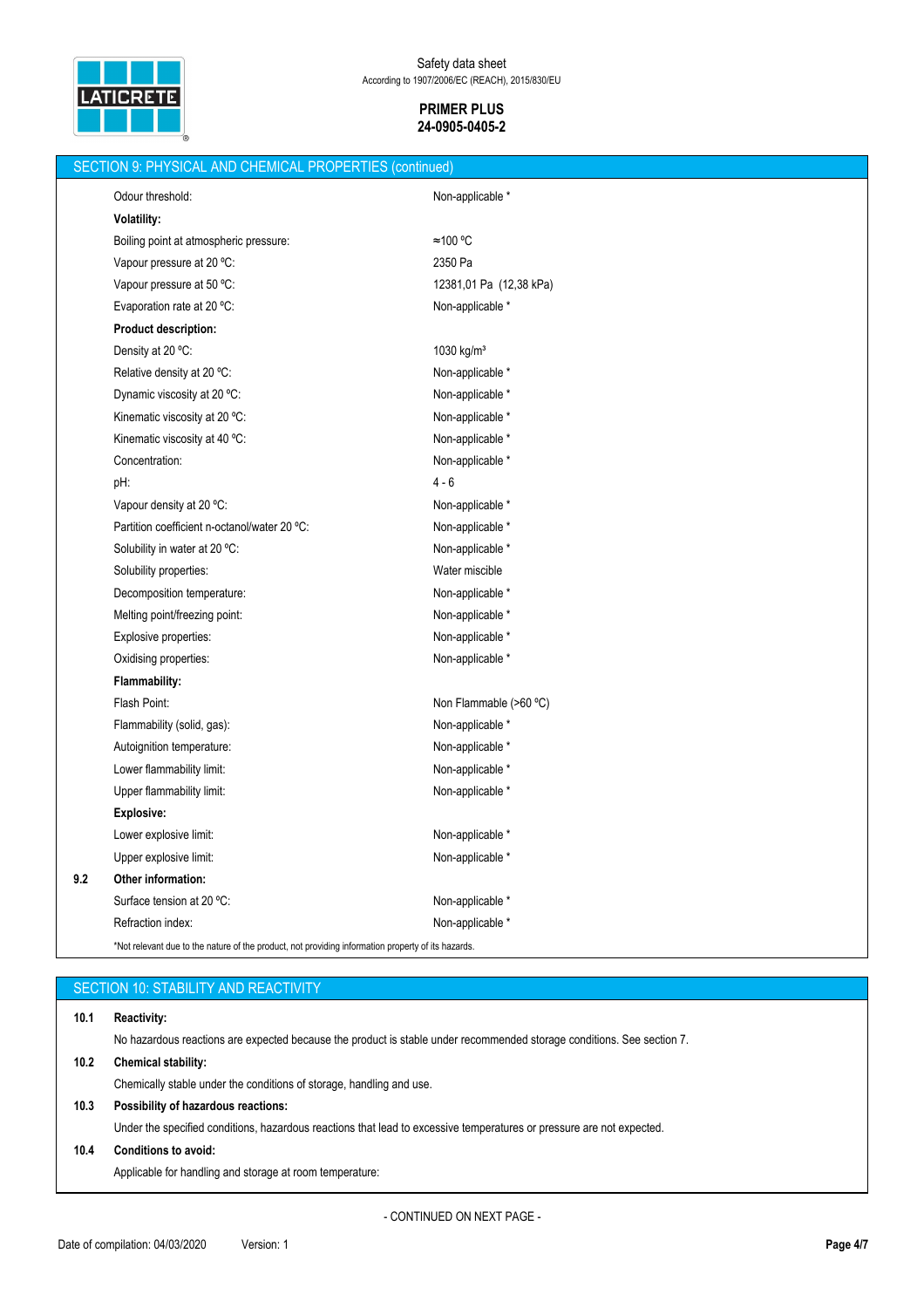## SECTION 9: PHYSICAL AND CHEMICAL PROPERTIES (continued)

| | |
|---|---|
| Odour threshold: | Non-applicable * |
| **Volatility:** | |
| Boiling point at atmospheric pressure: | ≈100 ºC |
| Vapour pressure at 20 ºC: | 2350 Pa |
| Vapour pressure at 50 ºC: | 12381,01 Pa (12,38 kPa) |
| Evaporation rate at 20 ºC: | Non-applicable * |
| **Product description:** | |
| Density at 20 ºC: | 1030 kg/m³ |
| Relative density at 20 ºC: | Non-applicable * |
| Dynamic viscosity at 20 ºC: | Non-applicable * |
| Kinematic viscosity at 20 ºC: | Non-applicable * |
| Kinematic viscosity at 40 ºC: | Non-applicable * |
| Concentration: | Non-applicable * |
| pH: | 4 - 6 |
| Vapour density at 20 ºC: | Non-applicable * |
| Partition coefficient n-octanol/water 20 ºC: | Non-applicable * |
| Solubility in water at 20 ºC: | Non-applicable * |
| Solubility properties: | Water miscible |
| Decomposition temperature: | Non-applicable * |
| Melting point/freezing point: | Non-applicable * |
| Explosive properties: | Non-applicable * |
| Oxidising properties: | Non-applicable * |
| **Flammability:** | |
| Flash Point: | Non Flammable (>60 ºC) |
| Flammability (solid, gas): | Non-applicable * |
| Autoignition temperature: | Non-applicable * |
| Lower flammability limit: | Non-applicable * |
| Upper flammability limit: | Non-applicable * |
| **Explosive:** | |
| Lower explosive limit: | Non-applicable * |
| Upper explosive limit: | Non-applicable * |

**9.2 Other information:**

| | |
|---|---|
| Surface tension at 20 ºC: | Non-applicable * |
| Refraction index: | Non-applicable * |

*Not relevant due to the nature of the product, not providing information property of its hazards.

## SECTION 10: STABILITY AND REACTIVITY

**10.1 Reactivity:**

No hazardous reactions are expected because the product is stable under recommended storage conditions. See section 7.

**10.2 Chemical stability:**

Chemically stable under the conditions of storage, handling and use.

**10.3 Possibility of hazardous reactions:**

Under the specified conditions, hazardous reactions that lead to excessive temperatures or pressure are not expected.

**10.4 Conditions to avoid:**

Applicable for handling and storage at room temperature:

- CONTINUED ON NEXT PAGE -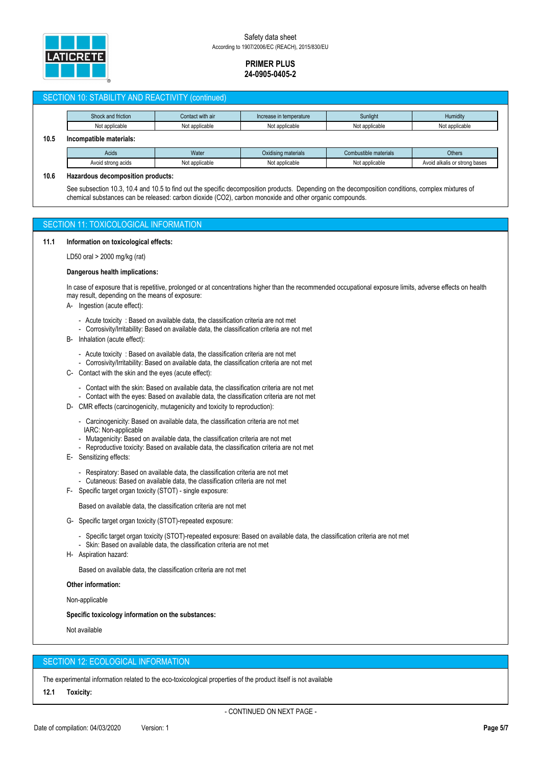## SECTION 10: STABILITY AND REACTIVITY (continued)

| Shock and friction | Contact with air | Increase in temperature | Sunlight | Humidity |
|---|---|---|---|---|
| Not applicable | Not applicable | Not applicable | Not applicable | Not applicable |

**10.5 Incompatible materials:**

| Acids | Water | Oxidising materials | Combustible materials | Others |
|---|---|---|---|---|
| Avoid strong acids | Not applicable | Not applicable | Not applicable | Avoid alkalis or strong bases |

**10.6 Hazardous decomposition products:**

See subsection 10.3, 10.4 and 10.5 to find out the specific decomposition products. Depending on the decomposition conditions, complex mixtures of chemical substances can be released: carbon dioxide ($CO_2$), carbon monoxide and other organic compounds.

## SECTION 11: TOXICOLOGICAL INFORMATION

**11.1 Information on toxicological effects:**

LD50 oral > 2000 mg/kg (rat)

**Dangerous health implications:**

In case of exposure that is repetitive, prolonged or at concentrations higher than the recommended occupational exposure limits, adverse effects on health may result, depending on the means of exposure:

A- Ingestion (acute effect):

- Acute toxicity : Based on available data, the classification criteria are not met
- Corrosivity/Irritability: Based on available data, the classification criteria are not met

B- Inhalation (acute effect):

- Acute toxicity : Based on available data, the classification criteria are not met
- Corrosivity/Irritability: Based on available data, the classification criteria are not met

C- Contact with the skin and the eyes (acute effect):

- Contact with the skin: Based on available data, the classification criteria are not met
- Contact with the eyes: Based on available data, the classification criteria are not met

D- CMR effects (carcinogenicity, mutagenicity and toxicity to reproduction):

- Carcinogenicity: Based on available data, the classification criteria are not met
  IARC: Non-applicable
- Mutagenicity: Based on available data, the classification criteria are not met
- Reproductive toxicity: Based on available data, the classification criteria are not met

E- Sensitizing effects:

- Respiratory: Based on available data, the classification criteria are not met
- Cutaneous: Based on available data, the classification criteria are not met

F- Specific target organ toxicity (STOT) - single exposure:

Based on available data, the classification criteria are not met

G- Specific target organ toxicity (STOT)-repeated exposure:

- Specific target organ toxicity (STOT)-repeated exposure: Based on available data, the classification criteria are not met
- Skin: Based on available data, the classification criteria are not met

H- Aspiration hazard:

Based on available data, the classification criteria are not met

**Other information:**

Non-applicable

**Specific toxicology information on the substances:**

Not available

## SECTION 12: ECOLOGICAL INFORMATION

The experimental information related to the eco-toxicological properties of the product itself is not available

**12.1 Toxicity:**

- CONTINUED ON NEXT PAGE -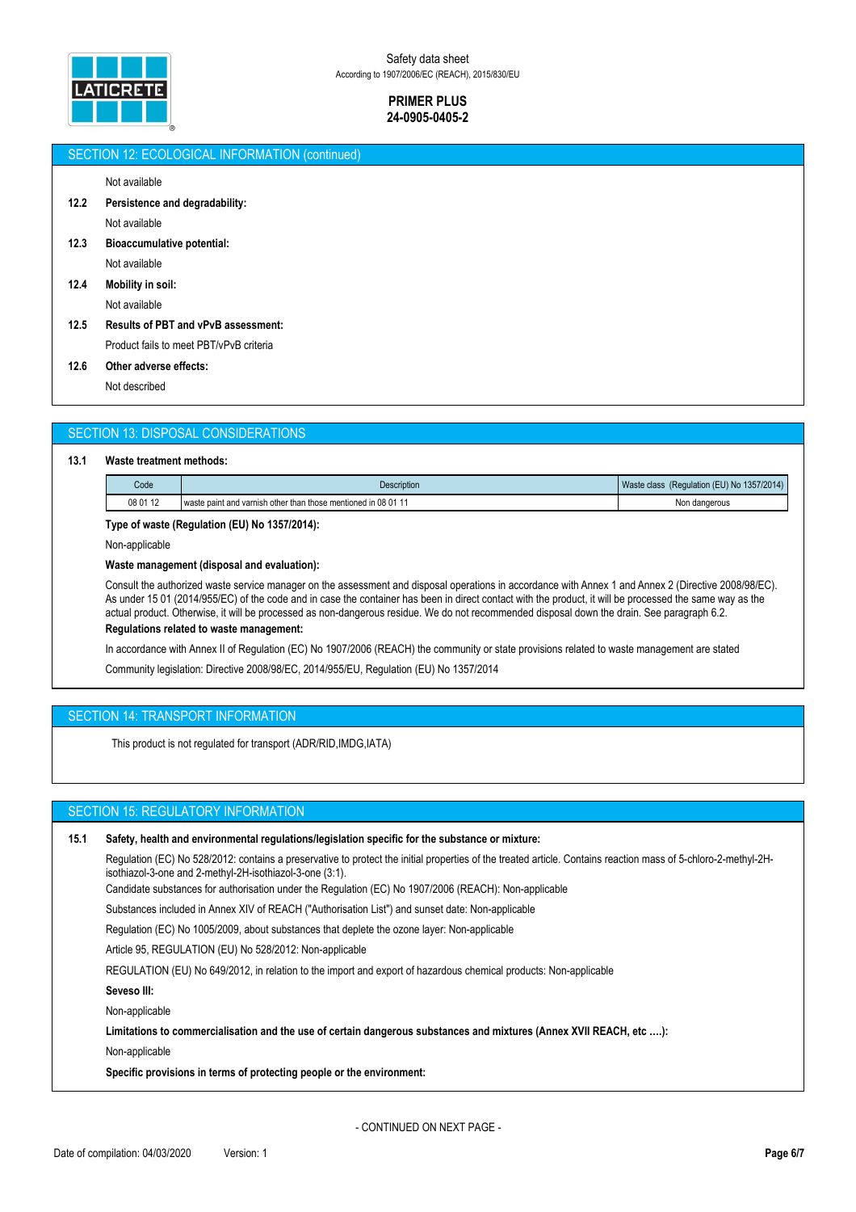## SECTION 12: ECOLOGICAL INFORMATION (continued)

Not available

**12.2 Persistence and degradability:**

Not available

**12.3 Bioaccumulative potential:**

Not available

**12.4 Mobility in soil:**

Not available

**12.5 Results of PBT and vPvB assessment:**

Product fails to meet PBT/vPvB criteria

**12.6 Other adverse effects:**

Not described

## SECTION 13: DISPOSAL CONSIDERATIONS

**13.1 Waste treatment methods:**

| Code | Description | Waste class (Regulation (EU) No 1357/2014) |
|---|---|---|
| 08 01 12 | waste paint and varnish other than those mentioned in 08 01 11 | Non dangerous |

**Type of waste (Regulation (EU) No 1357/2014):**

Non-applicable

**Waste management (disposal and evaluation):**

Consult the authorized waste service manager on the assessment and disposal operations in accordance with Annex 1 and Annex 2 (Directive 2008/98/EC). As under 15 01 (2014/955/EC) of the code and in case the container has been in direct contact with the product, it will be processed the same way as the actual product. Otherwise, it will be processed as non-dangerous residue. We do not recommended disposal down the drain. See paragraph 6.2.

**Regulations related to waste management:**

In accordance with Annex II of Regulation (EC) No 1907/2006 (REACH) the community or state provisions related to waste management are stated

Community legislation: Directive 2008/98/EC, 2014/955/EU, Regulation (EU) No 1357/2014

## SECTION 14: TRANSPORT INFORMATION

This product is not regulated for transport (ADR/RID,IMDG,IATA)

## SECTION 15: REGULATORY INFORMATION

**15.1 Safety, health and environmental regulations/legislation specific for the substance or mixture:**

Regulation (EC) No 528/2012: contains a preservative to protect the initial properties of the treated article. Contains reaction mass of 5-chloro-2-methyl-2H-isothiazol-3-one and 2-methyl-2H-isothiazol-3-one (3:1).

Candidate substances for authorisation under the Regulation (EC) No 1907/2006 (REACH): Non-applicable

Substances included in Annex XIV of REACH ("Authorisation List") and sunset date: Non-applicable

Regulation (EC) No 1005/2009, about substances that deplete the ozone layer: Non-applicable

Article 95, REGULATION (EU) No 528/2012: Non-applicable

REGULATION (EU) No 649/2012, in relation to the import and export of hazardous chemical products: Non-applicable

**Seveso III:**

Non-applicable

**Limitations to commercialisation and the use of certain dangerous substances and mixtures (Annex XVII REACH, etc ….):**

Non-applicable

**Specific provisions in terms of protecting people or the environment:**

- CONTINUED ON NEXT PAGE -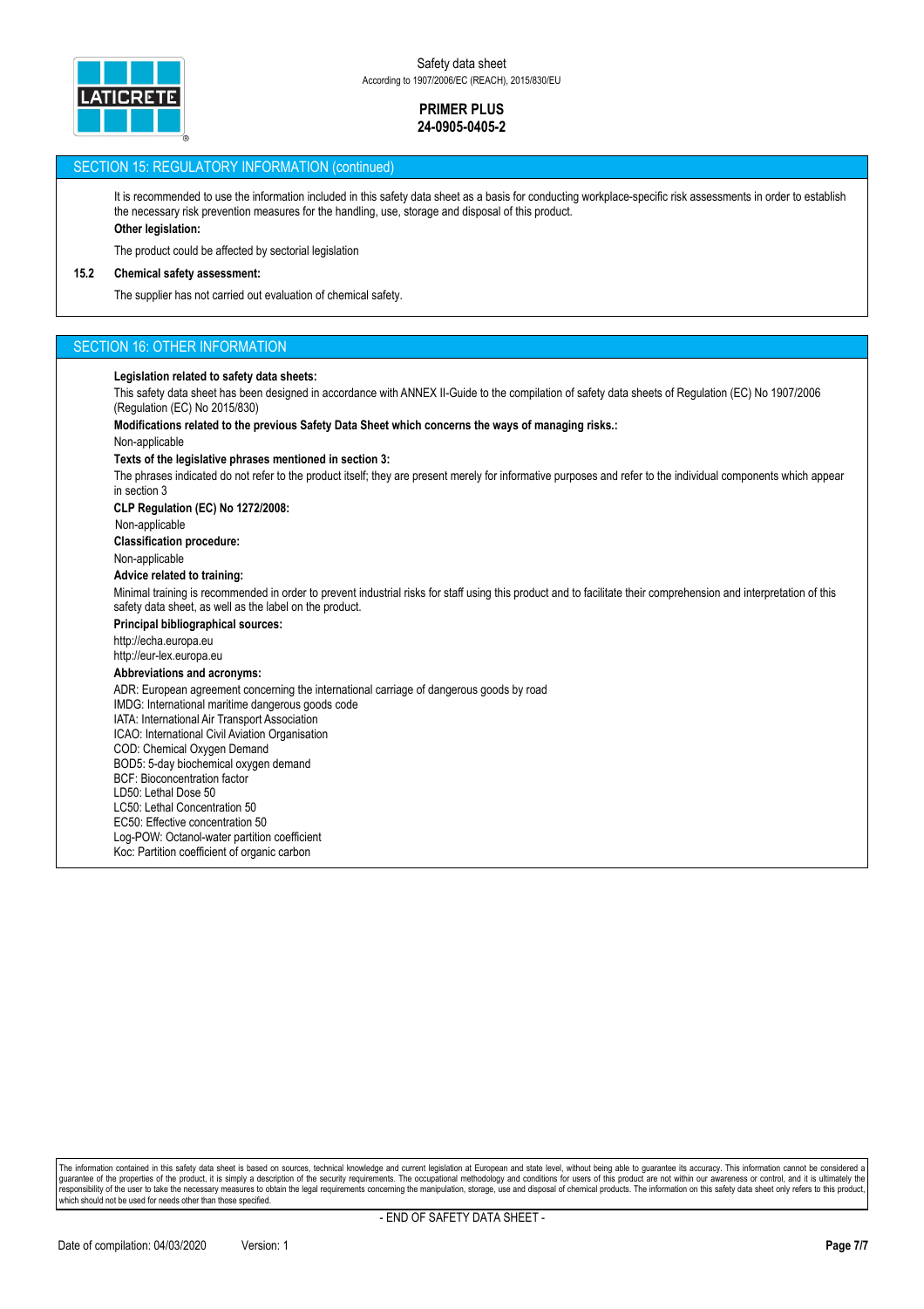## SECTION 15: REGULATORY INFORMATION (continued)

It is recommended to use the information included in this safety data sheet as a basis for conducting workplace-specific risk assessments in order to establish the necessary risk prevention measures for the handling, use, storage and disposal of this product.

**Other legislation:**

The product could be affected by sectorial legislation

**15.2 Chemical safety assessment:**

The supplier has not carried out evaluation of chemical safety.

## SECTION 16: OTHER INFORMATION

**Legislation related to safety data sheets:**

This safety data sheet has been designed in accordance with ANNEX II-Guide to the compilation of safety data sheets of Regulation (EC) No 1907/2006 (Regulation (EC) No 2015/830)

**Modifications related to the previous Safety Data Sheet which concerns the ways of managing risks.:**

Non-applicable

**Texts of the legislative phrases mentioned in section 3:**

The phrases indicated do not refer to the product itself; they are present merely for informative purposes and refer to the individual components which appear in section 3

**CLP Regulation (EC) No 1272/2008:**

Non-applicable

**Classification procedure:**

Non-applicable

**Advice related to training:**

Minimal training is recommended in order to prevent industrial risks for staff using this product and to facilitate their comprehension and interpretation of this safety data sheet, as well as the label on the product.

**Principal bibliographical sources:**

http://echa.europa.eu
http://eur-lex.europa.eu

**Abbreviations and acronyms:**

ADR: European agreement concerning the international carriage of dangerous goods by road
IMDG: International maritime dangerous goods code
IATA: International Air Transport Association
ICAO: International Civil Aviation Organisation
COD: Chemical Oxygen Demand
BOD5: 5-day biochemical oxygen demand
BCF: Bioconcentration factor
LD50: Lethal Dose 50
LC50: Lethal Concentration 50
EC50: Effective concentration 50
Log-POW: Octanol-water partition coefficient
Koc: Partition coefficient of organic carbon

The information contained in this safety data sheet is based on sources, technical knowledge and current legislation at European and state level, without being able to guarantee its accuracy. This information cannot be considered a guarantee of the properties of the product, it is simply a description of the security requirements. The occupational methodology and conditions for users of this product are not within our awareness or control, and it is ultimately the responsibility of the user to take the necessary measures to obtain the legal requirements concerning the manipulation, storage, use and disposal of chemical products. The information on this safety data sheet only refers to this product, which should not be used for needs other than those specified.

- END OF SAFETY DATA SHEET -